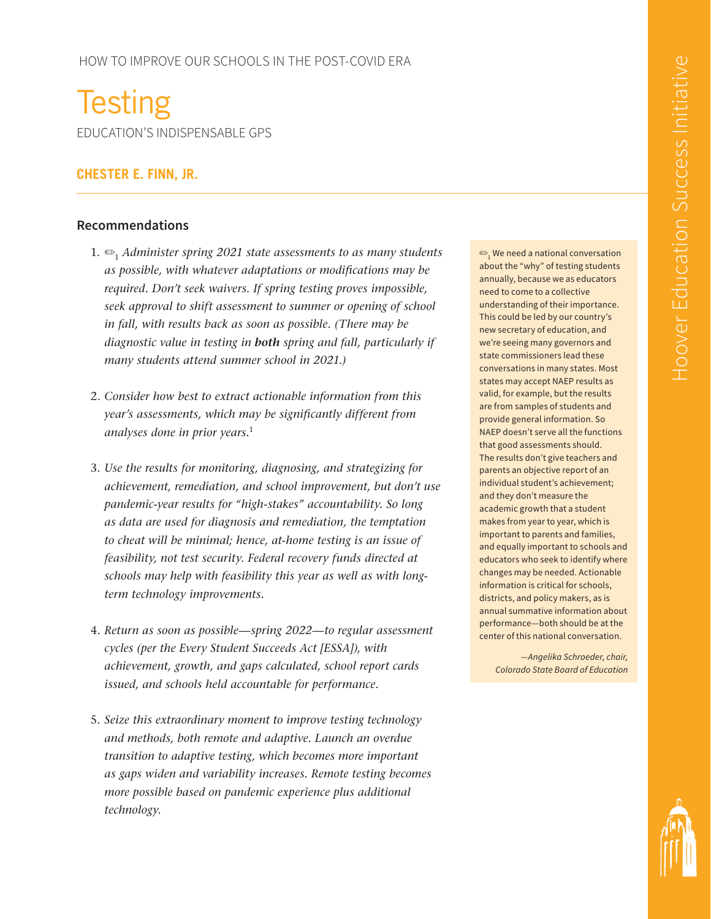HOW TO IMPROVE OUR SCHOOLS IN THE POST-COVID ERA

# Testing

EDUCATION'S INDISPENSABLE GPS

**CHESTER E. FINN, JR.**

## Recommendations

1. ✏[1] *Administer spring 2021 state assessments to as many students as possible, with whatever adaptations or modifications may be required. Don't seek waivers. If spring testing proves impossible, seek approval to shift assessment to summer or opening of school in fall, with results back as soon as possible. (There may be diagnostic value in testing in* ***both*** *spring and fall, particularly if many students attend summer school in 2021.)*

2. *Consider how best to extract actionable information from this year's assessments, which may be significantly different from analyses done in prior years.*[1]

3. *Use the results for monitoring, diagnosing, and strategizing for achievement, remediation, and school improvement, but don't use pandemic-year results for "high-stakes" accountability. So long as data are used for diagnosis and remediation, the temptation to cheat will be minimal; hence, at-home testing is an issue of feasibility, not test security. Federal recovery funds directed at schools may help with feasibility this year as well as with long-term technology improvements.*

4. *Return as soon as possible—spring 2022—to regular assessment cycles (per the Every Student Succeeds Act [ESSA]), with achievement, growth, and gaps calculated, school report cards issued, and schools held accountable for performance.*

5. *Seize this extraordinary moment to improve testing technology and methods, both remote and adaptive. Launch an overdue transition to adaptive testing, which becomes more important as gaps widen and variability increases. Remote testing becomes more possible based on pandemic experience plus additional technology.*

> ✏[1] We need a national conversation about the "why" of testing students annually, because we as educators need to come to a collective understanding of their importance. This could be led by our country's new secretary of education, and we're seeing many governors and state commissioners lead these conversations in many states. Most states may accept NAEP results as valid, for example, but the results are from samples of students and provide general information. So NAEP doesn't serve all the functions that good assessments should. The results don't give teachers and parents an objective report of an individual student's achievement; and they don't measure the academic growth that a student makes from year to year, which is important to parents and families, and equally important to schools and educators who seek to identify where changes may be needed. Actionable information is critical for schools, districts, and policy makers, as is annual summative information about performance—both should be at the center of this national conversation.
>
> *—Angelika Schroeder, chair, Colorado State Board of Education*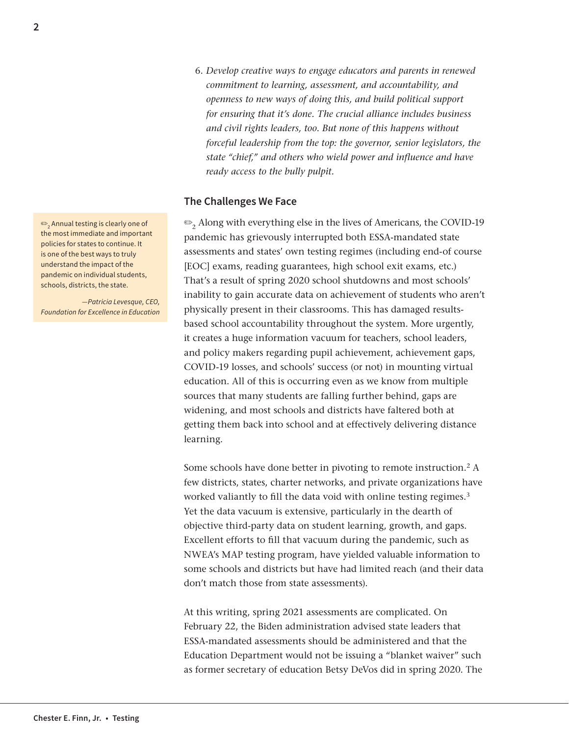6. *Develop creative ways to engage educators and parents in renewed commitment to learning, assessment, and accountability, and openness to new ways of doing this, and build political support for ensuring that it's done. The crucial alliance includes business and civil rights leaders, too. But none of this happens without forceful leadership from the top: the governor, senior legislators, the state "chief," and others who wield power and influence and have ready access to the bully pulpit.*

## The Challenges We Face

✏[2] Along with everything else in the lives of Americans, the COVID-19 pandemic has grievously interrupted both ESSA-mandated state assessments and states' own testing regimes (including end-of course [EOC] exams, reading guarantees, high school exit exams, etc.) That's a result of spring 2020 school shutdowns and most schools' inability to gain accurate data on achievement of students who aren't physically present in their classrooms. This has damaged results-based school accountability throughout the system. More urgently, it creates a huge information vacuum for teachers, school leaders, and policy makers regarding pupil achievement, achievement gaps, COVID-19 losses, and schools' success (or not) in mounting virtual education. All of this is occurring even as we know from multiple sources that many students are falling further behind, gaps are widening, and most schools and districts have faltered both at getting them back into school and at effectively delivering distance learning.

> ✏[2] Annual testing is clearly one of the most immediate and important policies for states to continue. It is one of the best ways to truly understand the impact of the pandemic on individual students, schools, districts, the state.
>
> *—Patricia Levesque, CEO, Foundation for Excellence in Education*

Some schools have done better in pivoting to remote instruction.[2] A few districts, states, charter networks, and private organizations have worked valiantly to fill the data void with online testing regimes.[3] Yet the data vacuum is extensive, particularly in the dearth of objective third-party data on student learning, growth, and gaps. Excellent efforts to fill that vacuum during the pandemic, such as NWEA's MAP testing program, have yielded valuable information to some schools and districts but have had limited reach (and their data don't match those from state assessments).

At this writing, spring 2021 assessments are complicated. On February 22, the Biden administration advised state leaders that ESSA-mandated assessments should be administered and that the Education Department would not be issuing a "blanket waiver" such as former secretary of education Betsy DeVos did in spring 2020. The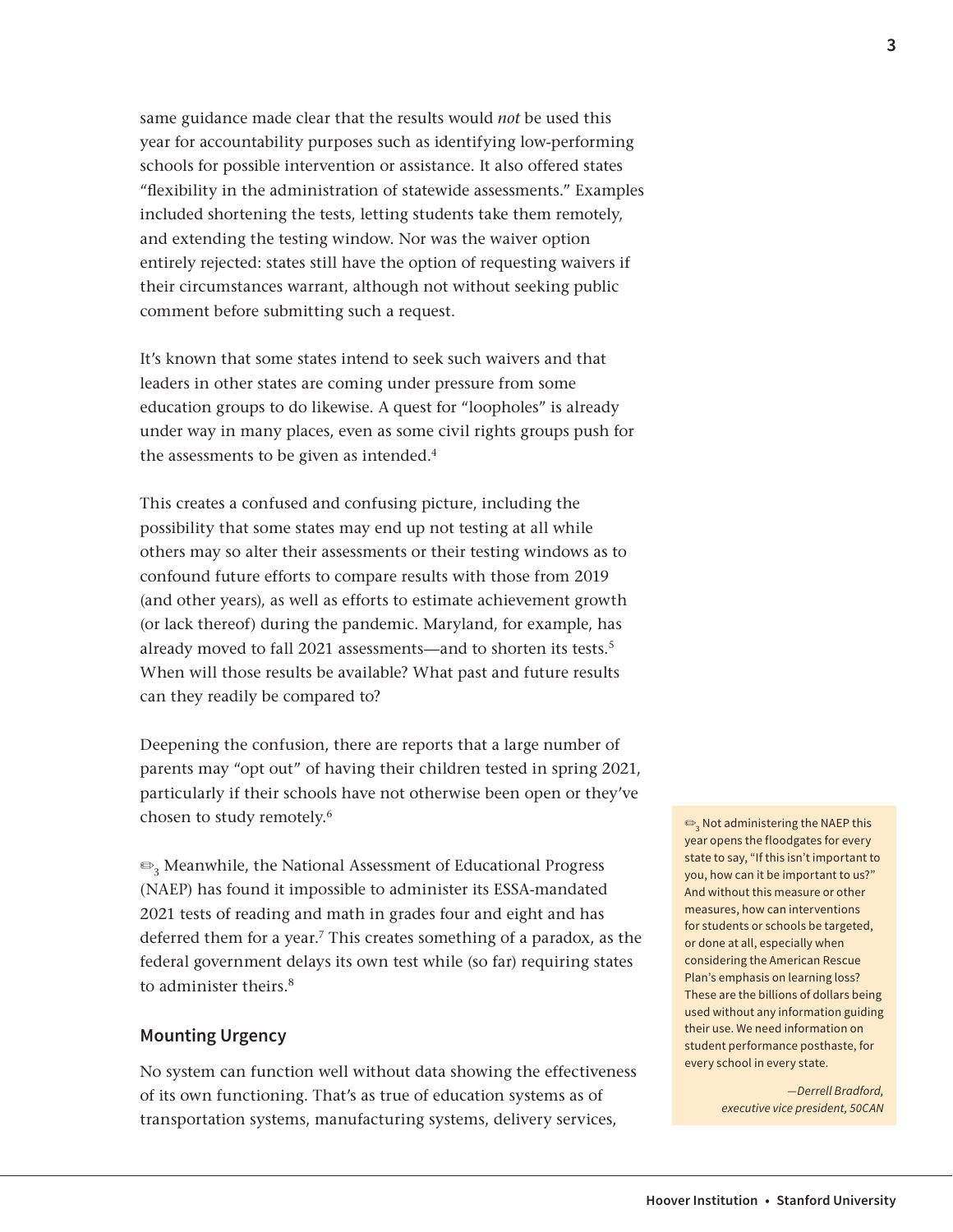same guidance made clear that the results would *not* be used this year for accountability purposes such as identifying low-performing schools for possible intervention or assistance. It also offered states "flexibility in the administration of statewide assessments." Examples included shortening the tests, letting students take them remotely, and extending the testing window. Nor was the waiver option entirely rejected: states still have the option of requesting waivers if their circumstances warrant, although not without seeking public comment before submitting such a request.

It's known that some states intend to seek such waivers and that leaders in other states are coming under pressure from some education groups to do likewise. A quest for "loopholes" is already under way in many places, even as some civil rights groups push for the assessments to be given as intended.[4]

This creates a confused and confusing picture, including the possibility that some states may end up not testing at all while others may so alter their assessments or their testing windows as to confound future efforts to compare results with those from 2019 (and other years), as well as efforts to estimate achievement growth (or lack thereof) during the pandemic. Maryland, for example, has already moved to fall 2021 assessments—and to shorten its tests.[5] When will those results be available? What past and future results can they readily be compared to?

Deepening the confusion, there are reports that a large number of parents may "opt out" of having their children tested in spring 2021, particularly if their schools have not otherwise been open or they've chosen to study remotely.[6]

✏[3] Meanwhile, the National Assessment of Educational Progress (NAEP) has found it impossible to administer its ESSA-mandated 2021 tests of reading and math in grades four and eight and has deferred them for a year.[7] This creates something of a paradox, as the federal government delays its own test while (so far) requiring states to administer theirs.[8]

> ✏[3] Not administering the NAEP this year opens the floodgates for every state to say, "If this isn't important to you, how can it be important to us?" And without this measure or other measures, how can interventions for students or schools be targeted, or done at all, especially when considering the American Rescue Plan's emphasis on learning loss? These are the billions of dollars being used without any information guiding their use. We need information on student performance posthaste, for every school in every state.
>
> *—Derrell Bradford, executive vice president, 50CAN*

### Mounting Urgency

No system can function well without data showing the effectiveness of its own functioning. That's as true of education systems as of transportation systems, manufacturing systems, delivery services,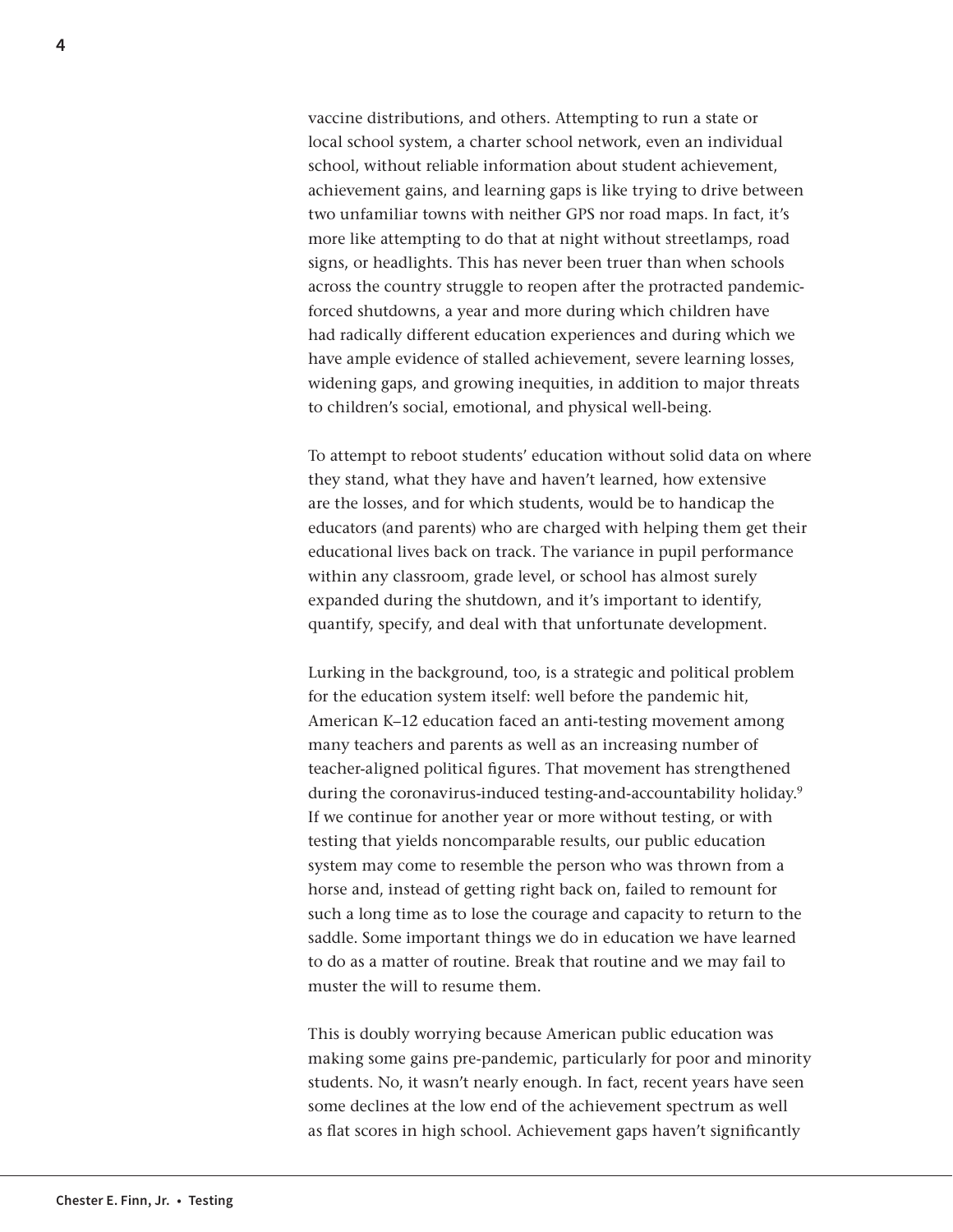vaccine distributions, and others. Attempting to run a state or local school system, a charter school network, even an individual school, without reliable information about student achievement, achievement gains, and learning gaps is like trying to drive between two unfamiliar towns with neither GPS nor road maps. In fact, it's more like attempting to do that at night without streetlamps, road signs, or headlights. This has never been truer than when schools across the country struggle to reopen after the protracted pandemic-forced shutdowns, a year and more during which children have had radically different education experiences and during which we have ample evidence of stalled achievement, severe learning losses, widening gaps, and growing inequities, in addition to major threats to children's social, emotional, and physical well-being.

To attempt to reboot students' education without solid data on where they stand, what they have and haven't learned, how extensive are the losses, and for which students, would be to handicap the educators (and parents) who are charged with helping them get their educational lives back on track. The variance in pupil performance within any classroom, grade level, or school has almost surely expanded during the shutdown, and it's important to identify, quantify, specify, and deal with that unfortunate development.

Lurking in the background, too, is a strategic and political problem for the education system itself: well before the pandemic hit, American K–12 education faced an anti-testing movement among many teachers and parents as well as an increasing number of teacher-aligned political figures. That movement has strengthened during the coronavirus-induced testing-and-accountability holiday.[9] If we continue for another year or more without testing, or with testing that yields noncomparable results, our public education system may come to resemble the person who was thrown from a horse and, instead of getting right back on, failed to remount for such a long time as to lose the courage and capacity to return to the saddle. Some important things we do in education we have learned to do as a matter of routine. Break that routine and we may fail to muster the will to resume them.

This is doubly worrying because American public education was making some gains pre-pandemic, particularly for poor and minority students. No, it wasn't nearly enough. In fact, recent years have seen some declines at the low end of the achievement spectrum as well as flat scores in high school. Achievement gaps haven't significantly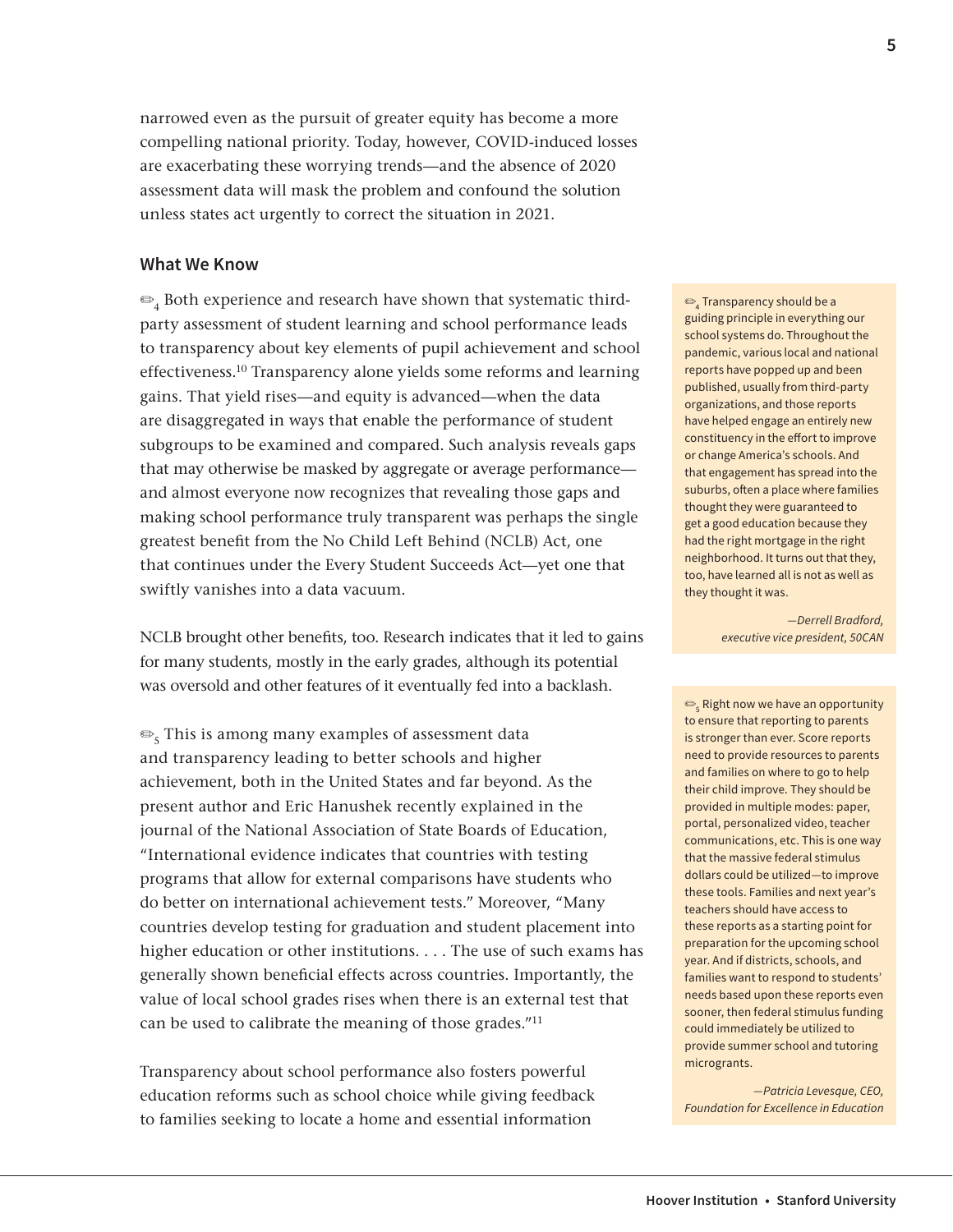narrowed even as the pursuit of greater equity has become a more compelling national priority. Today, however, COVID-induced losses are exacerbating these worrying trends—and the absence of 2020 assessment data will mask the problem and confound the solution unless states act urgently to correct the situation in 2021.

## What We Know

✏4 Both experience and research have shown that systematic third-party assessment of student learning and school performance leads to transparency about key elements of pupil achievement and school effectiveness.[10] Transparency alone yields some reforms and learning gains. That yield rises—and equity is advanced—when the data are disaggregated in ways that enable the performance of student subgroups to be examined and compared. Such analysis reveals gaps that may otherwise be masked by aggregate or average performance—and almost everyone now recognizes that revealing those gaps and making school performance truly transparent was perhaps the single greatest benefit from the No Child Left Behind (NCLB) Act, one that continues under the Every Student Succeeds Act—yet one that swiftly vanishes into a data vacuum.

> ✏4 Transparency should be a guiding principle in everything our school systems do. Throughout the pandemic, various local and national reports have popped up and been published, usually from third-party organizations, and those reports have helped engage an entirely new constituency in the effort to improve or change America's schools. And that engagement has spread into the suburbs, often a place where families thought they were guaranteed to get a good education because they had the right mortgage in the right neighborhood. It turns out that they, too, have learned all is not as well as they thought it was.
>
> *—Derrell Bradford, executive vice president, 50CAN*

NCLB brought other benefits, too. Research indicates that it led to gains for many students, mostly in the early grades, although its potential was oversold and other features of it eventually fed into a backlash.

✏5 This is among many examples of assessment data and transparency leading to better schools and higher achievement, both in the United States and far beyond. As the present author and Eric Hanushek recently explained in the journal of the National Association of State Boards of Education, "International evidence indicates that countries with testing programs that allow for external comparisons have students who do better on international achievement tests." Moreover, "Many countries develop testing for graduation and student placement into higher education or other institutions. . . . The use of such exams has generally shown beneficial effects across countries. Importantly, the value of local school grades rises when there is an external test that can be used to calibrate the meaning of those grades."[11]

> ✏5 Right now we have an opportunity to ensure that reporting to parents is stronger than ever. Score reports need to provide resources to parents and families on where to go to help their child improve. They should be provided in multiple modes: paper, portal, personalized video, teacher communications, etc. This is one way that the massive federal stimulus dollars could be utilized—to improve these tools. Families and next year's teachers should have access to these reports as a starting point for preparation for the upcoming school year. And if districts, schools, and families want to respond to students' needs based upon these reports even sooner, then federal stimulus funding could immediately be utilized to provide summer school and tutoring microgrants.
>
> *—Patricia Levesque, CEO, Foundation for Excellence in Education*

Transparency about school performance also fosters powerful education reforms such as school choice while giving feedback to families seeking to locate a home and essential information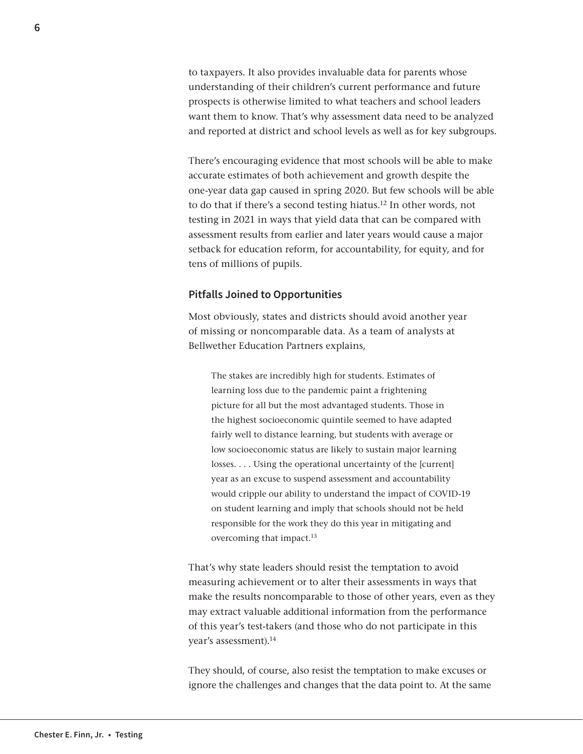to taxpayers. It also provides invaluable data for parents whose understanding of their children's current performance and future prospects is otherwise limited to what teachers and school leaders want them to know. That's why assessment data need to be analyzed and reported at district and school levels as well as for key subgroups.

There's encouraging evidence that most schools will be able to make accurate estimates of both achievement and growth despite the one-year data gap caused in spring 2020. But few schools will be able to do that if there's a second testing hiatus.[12] In other words, not testing in 2021 in ways that yield data that can be compared with assessment results from earlier and later years would cause a major setback for education reform, for accountability, for equity, and for tens of millions of pupils.

### Pitfalls Joined to Opportunities

Most obviously, states and districts should avoid another year of missing or noncomparable data. As a team of analysts at Bellwether Education Partners explains,

> The stakes are incredibly high for students. Estimates of learning loss due to the pandemic paint a frightening picture for all but the most advantaged students. Those in the highest socioeconomic quintile seemed to have adapted fairly well to distance learning, but students with average or low socioeconomic status are likely to sustain major learning losses. . . . Using the operational uncertainty of the [current] year as an excuse to suspend assessment and accountability would cripple our ability to understand the impact of COVID-19 on student learning and imply that schools should not be held responsible for the work they do this year in mitigating and overcoming that impact.[13]

That's why state leaders should resist the temptation to avoid measuring achievement or to alter their assessments in ways that make the results noncomparable to those of other years, even as they may extract valuable additional information from the performance of this year's test-takers (and those who do not participate in this year's assessment).[14]

They should, of course, also resist the temptation to make excuses or ignore the challenges and changes that the data point to. At the same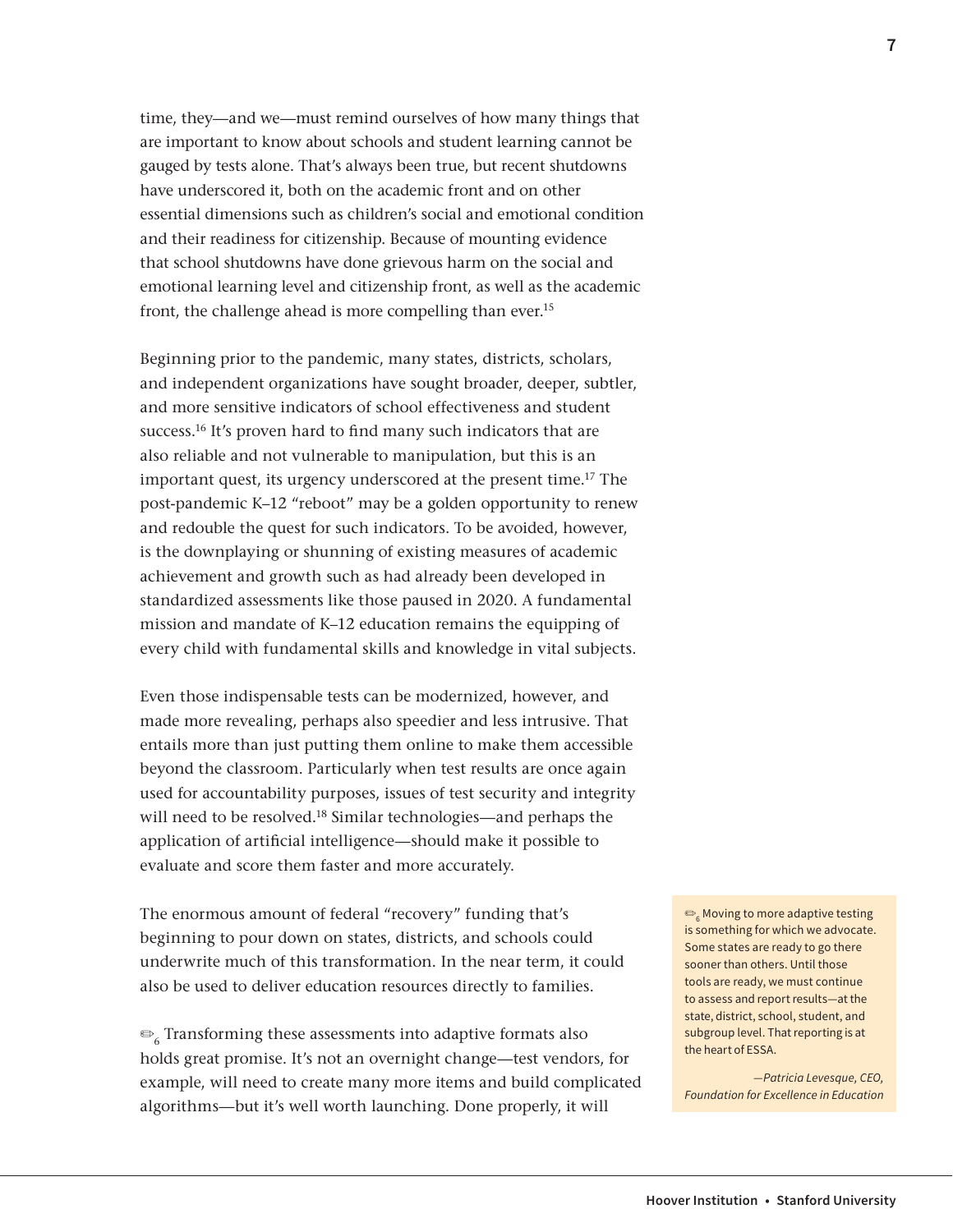time, they—and we—must remind ourselves of how many things that are important to know about schools and student learning cannot be gauged by tests alone. That's always been true, but recent shutdowns have underscored it, both on the academic front and on other essential dimensions such as children's social and emotional condition and their readiness for citizenship. Because of mounting evidence that school shutdowns have done grievous harm on the social and emotional learning level and citizenship front, as well as the academic front, the challenge ahead is more compelling than ever.[15]

Beginning prior to the pandemic, many states, districts, scholars, and independent organizations have sought broader, deeper, subtler, and more sensitive indicators of school effectiveness and student success.[16] It's proven hard to find many such indicators that are also reliable and not vulnerable to manipulation, but this is an important quest, its urgency underscored at the present time.[17] The post-pandemic K–12 "reboot" may be a golden opportunity to renew and redouble the quest for such indicators. To be avoided, however, is the downplaying or shunning of existing measures of academic achievement and growth such as had already been developed in standardized assessments like those paused in 2020. A fundamental mission and mandate of K–12 education remains the equipping of every child with fundamental skills and knowledge in vital subjects.

Even those indispensable tests can be modernized, however, and made more revealing, perhaps also speedier and less intrusive. That entails more than just putting them online to make them accessible beyond the classroom. Particularly when test results are once again used for accountability purposes, issues of test security and integrity will need to be resolved.[18] Similar technologies—and perhaps the application of artificial intelligence—should make it possible to evaluate and score them faster and more accurately.

The enormous amount of federal "recovery" funding that's beginning to pour down on states, districts, and schools could underwrite much of this transformation. In the near term, it could also be used to deliver education resources directly to families.

✏[6] Transforming these assessments into adaptive formats also holds great promise. It's not an overnight change—test vendors, for example, will need to create many more items and build complicated algorithms—but it's well worth launching. Done properly, it will

> ✏[6] Moving to more adaptive testing is something for which we advocate. Some states are ready to go there sooner than others. Until those tools are ready, we must continue to assess and report results—at the state, district, school, student, and subgroup level. That reporting is at the heart of ESSA.
>
> *—Patricia Levesque, CEO, Foundation for Excellence in Education*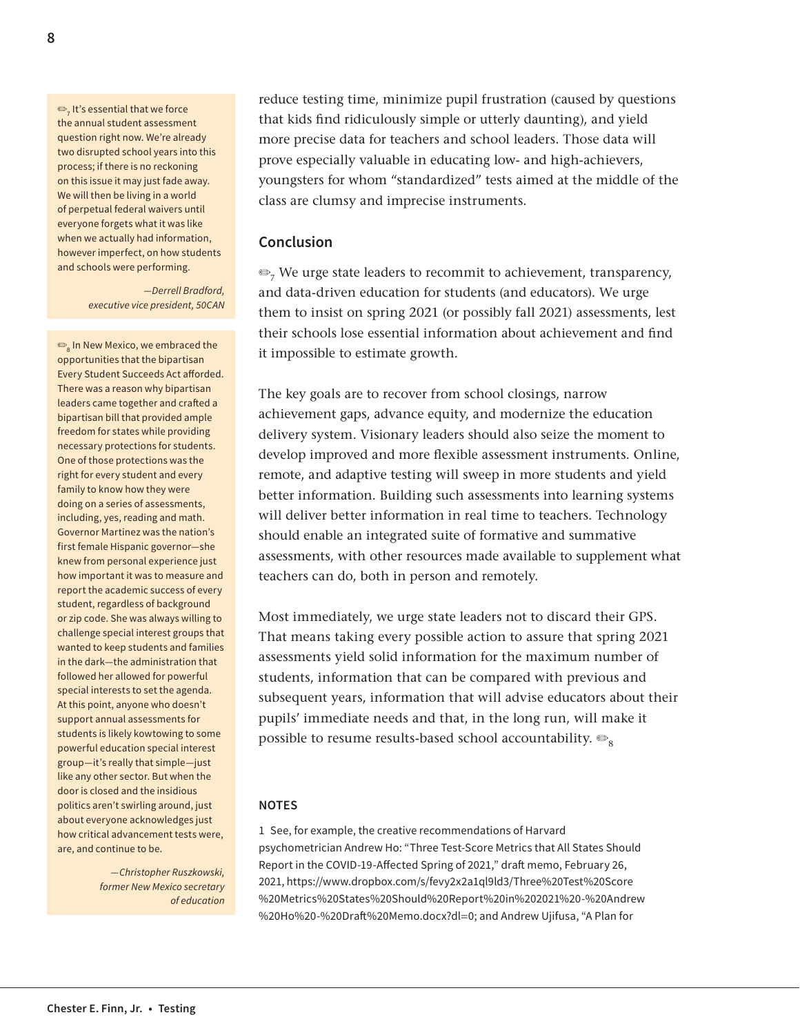reduce testing time, minimize pupil frustration (caused by questions that kids find ridiculously simple or utterly daunting), and yield more precise data for teachers and school leaders. Those data will prove especially valuable in educating low- and high-achievers, youngsters for whom "standardized" tests aimed at the middle of the class are clumsy and imprecise instruments.

## Conclusion

✏[7] We urge state leaders to recommit to achievement, transparency, and data-driven education for students (and educators). We urge them to insist on spring 2021 (or possibly fall 2021) assessments, lest their schools lose essential information about achievement and find it impossible to estimate growth.

The key goals are to recover from school closings, narrow achievement gaps, advance equity, and modernize the education delivery system. Visionary leaders should also seize the moment to develop improved and more flexible assessment instruments. Online, remote, and adaptive testing will sweep in more students and yield better information. Building such assessments into learning systems will deliver better information in real time to teachers. Technology should enable an integrated suite of formative and summative assessments, with other resources made available to supplement what teachers can do, both in person and remotely.

Most immediately, we urge state leaders not to discard their GPS. That means taking every possible action to assure that spring 2021 assessments yield solid information for the maximum number of students, information that can be compared with previous and subsequent years, information that will advise educators about their pupils' immediate needs and that, in the long run, will make it possible to resume results-based school accountability. ✏[8]

> ✏[7] It's essential that we force the annual student assessment question right now. We're already two disrupted school years into this process; if there is no reckoning on this issue it may just fade away. We will then be living in a world of perpetual federal waivers until everyone forgets what it was like when we actually had information, however imperfect, on how students and schools were performing.
>
> *—Derrell Bradford, executive vice president, 50CAN*

> ✏[8] In New Mexico, we embraced the opportunities that the bipartisan Every Student Succeeds Act afforded. There was a reason why bipartisan leaders came together and crafted a bipartisan bill that provided ample freedom for states while providing necessary protections for students. One of those protections was the right for every student and every family to know how they were doing on a series of assessments, including, yes, reading and math. Governor Martinez was the nation's first female Hispanic governor—she knew from personal experience just how important it was to measure and report the academic success of every student, regardless of background or zip code. She was always willing to challenge special interest groups that wanted to keep students and families in the dark—the administration that followed her allowed for powerful special interests to set the agenda. At this point, anyone who doesn't support annual assessments for students is likely kowtowing to some powerful education special interest group—it's really that simple—just like any other sector. But when the door is closed and the insidious politics aren't swirling around, just about everyone acknowledges just how critical advancement tests were, are, and continue to be.
>
> *—Christopher Ruszkowski, former New Mexico secretary of education*

### NOTES

1 See, for example, the creative recommendations of Harvard psychometrician Andrew Ho: "Three Test-Score Metrics that All States Should Report in the COVID-19-Affected Spring of 2021," draft memo, February 26, 2021, https://www.dropbox.com/s/fevy2x2a1ql9ld3/Three%20Test%20Score%20Metrics%20States%20Should%20Report%20in%202021%20-%20Andrew%20Ho%20-%20Draft%20Memo.docx?dl=0; and Andrew Ujifusa, "A Plan for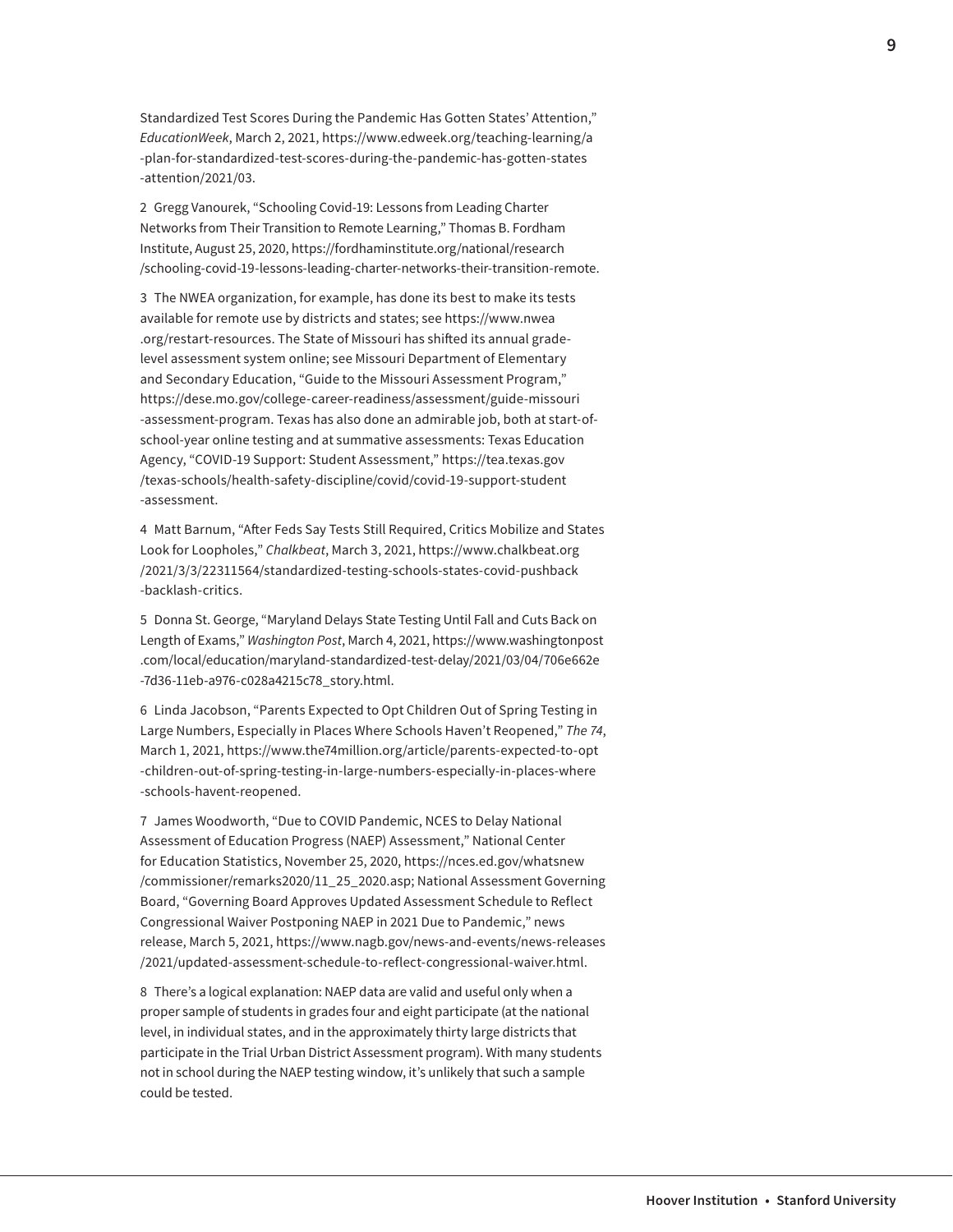Standardized Test Scores During the Pandemic Has Gotten States' Attention," *EducationWeek*, March 2, 2021, https://www.edweek.org/teaching-learning/a-plan-for-standardized-test-scores-during-the-pandemic-has-gotten-states-attention/2021/03.

2 Gregg Vanourek, "Schooling Covid-19: Lessons from Leading Charter Networks from Their Transition to Remote Learning," Thomas B. Fordham Institute, August 25, 2020, https://fordhaminstitute.org/national/research/schooling-covid-19-lessons-leading-charter-networks-their-transition-remote.

3 The NWEA organization, for example, has done its best to make its tests available for remote use by districts and states; see https://www.nwea.org/restart-resources. The State of Missouri has shifted its annual grade-level assessment system online; see Missouri Department of Elementary and Secondary Education, "Guide to the Missouri Assessment Program," https://dese.mo.gov/college-career-readiness/assessment/guide-missouri-assessment-program. Texas has also done an admirable job, both at start-of-school-year online testing and at summative assessments: Texas Education Agency, "COVID-19 Support: Student Assessment," https://tea.texas.gov/texas-schools/health-safety-discipline/covid/covid-19-support-student-assessment.

4 Matt Barnum, "After Feds Say Tests Still Required, Critics Mobilize and States Look for Loopholes," *Chalkbeat*, March 3, 2021, https://www.chalkbeat.org/2021/3/3/22311564/standardized-testing-schools-states-covid-pushback-backlash-critics.

5 Donna St. George, "Maryland Delays State Testing Until Fall and Cuts Back on Length of Exams," *Washington Post*, March 4, 2021, https://www.washingtonpost.com/local/education/maryland-standardized-test-delay/2021/03/04/706e662e-7d36-11eb-a976-c028a4215c78_story.html.

6 Linda Jacobson, "Parents Expected to Opt Children Out of Spring Testing in Large Numbers, Especially in Places Where Schools Haven't Reopened," *The 74*, March 1, 2021, https://www.the74million.org/article/parents-expected-to-opt-children-out-of-spring-testing-in-large-numbers-especially-in-places-where-schools-havent-reopened.

7 James Woodworth, "Due to COVID Pandemic, NCES to Delay National Assessment of Education Progress (NAEP) Assessment," National Center for Education Statistics, November 25, 2020, https://nces.ed.gov/whatsnew/commissioner/remarks2020/11_25_2020.asp; National Assessment Governing Board, "Governing Board Approves Updated Assessment Schedule to Reflect Congressional Waiver Postponing NAEP in 2021 Due to Pandemic," news release, March 5, 2021, https://www.nagb.gov/news-and-events/news-releases/2021/updated-assessment-schedule-to-reflect-congressional-waiver.html.

8 There's a logical explanation: NAEP data are valid and useful only when a proper sample of students in grades four and eight participate (at the national level, in individual states, and in the approximately thirty large districts that participate in the Trial Urban District Assessment program). With many students not in school during the NAEP testing window, it's unlikely that such a sample could be tested.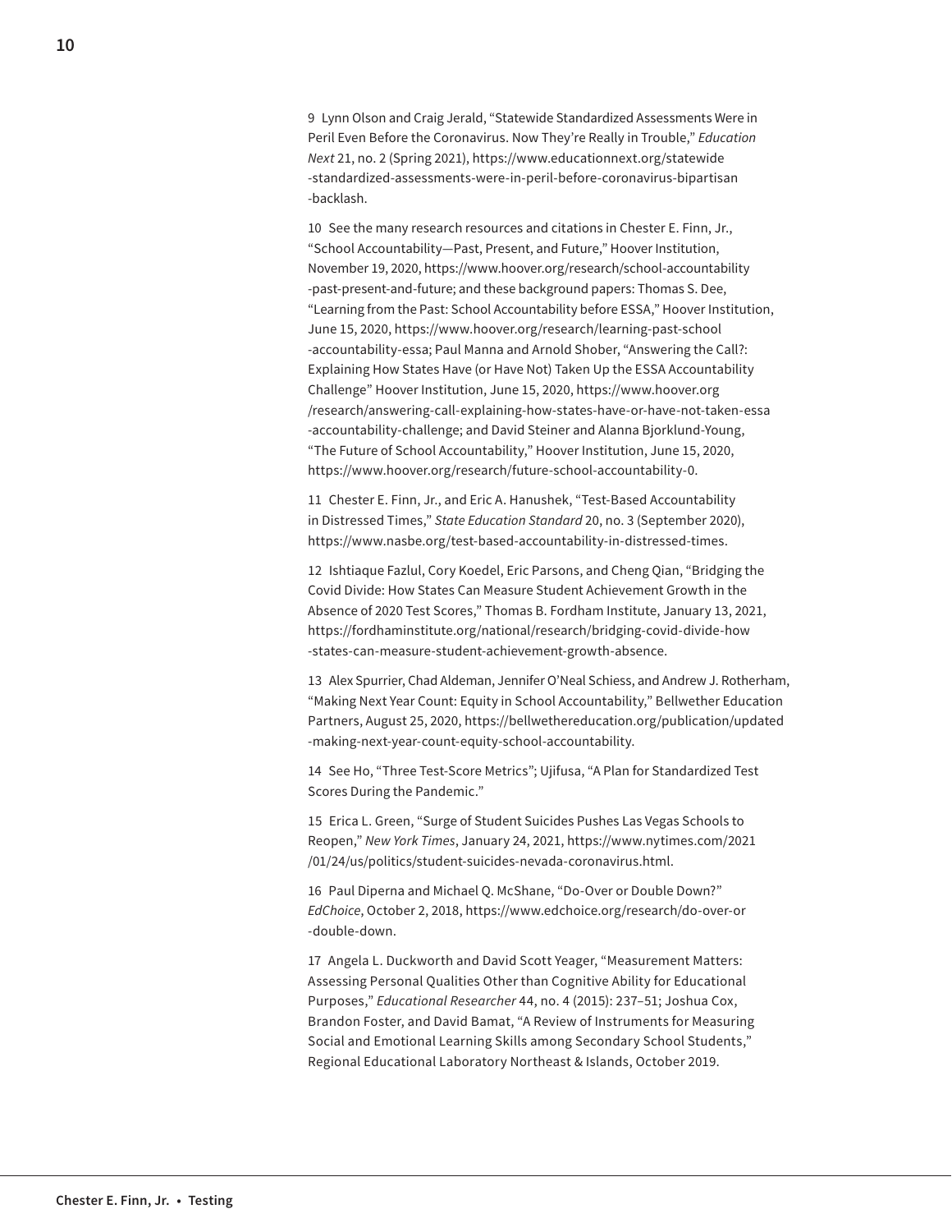9 Lynn Olson and Craig Jerald, "Statewide Standardized Assessments Were in Peril Even Before the Coronavirus. Now They're Really in Trouble," *Education Next* 21, no. 2 (Spring 2021), https://www.educationnext.org/statewide-standardized-assessments-were-in-peril-before-coronavirus-bipartisan-backlash.

10 See the many research resources and citations in Chester E. Finn, Jr., "School Accountability—Past, Present, and Future," Hoover Institution, November 19, 2020, https://www.hoover.org/research/school-accountability-past-present-and-future; and these background papers: Thomas S. Dee, "Learning from the Past: School Accountability before ESSA," Hoover Institution, June 15, 2020, https://www.hoover.org/research/learning-past-school-accountability-essa; Paul Manna and Arnold Shober, "Answering the Call?: Explaining How States Have (or Have Not) Taken Up the ESSA Accountability Challenge" Hoover Institution, June 15, 2020, https://www.hoover.org/research/answering-call-explaining-how-states-have-or-have-not-taken-essa-accountability-challenge; and David Steiner and Alanna Bjorklund-Young, "The Future of School Accountability," Hoover Institution, June 15, 2020, https://www.hoover.org/research/future-school-accountability-0.

11 Chester E. Finn, Jr., and Eric A. Hanushek, "Test-Based Accountability in Distressed Times," *State Education Standard* 20, no. 3 (September 2020), https://www.nasbe.org/test-based-accountability-in-distressed-times.

12 Ishtiaque Fazlul, Cory Koedel, Eric Parsons, and Cheng Qian, "Bridging the Covid Divide: How States Can Measure Student Achievement Growth in the Absence of 2020 Test Scores," Thomas B. Fordham Institute, January 13, 2021, https://fordhaminstitute.org/national/research/bridging-covid-divide-how-states-can-measure-student-achievement-growth-absence.

13 Alex Spurrier, Chad Aldeman, Jennifer O'Neal Schiess, and Andrew J. Rotherham, "Making Next Year Count: Equity in School Accountability," Bellwether Education Partners, August 25, 2020, https://bellwethereducation.org/publication/updated-making-next-year-count-equity-school-accountability.

14 See Ho, "Three Test-Score Metrics"; Ujifusa, "A Plan for Standardized Test Scores During the Pandemic."

15 Erica L. Green, "Surge of Student Suicides Pushes Las Vegas Schools to Reopen," *New York Times*, January 24, 2021, https://www.nytimes.com/2021/01/24/us/politics/student-suicides-nevada-coronavirus.html.

16 Paul Diperna and Michael Q. McShane, "Do-Over or Double Down?" *EdChoice*, October 2, 2018, https://www.edchoice.org/research/do-over-or-double-down.

17 Angela L. Duckworth and David Scott Yeager, "Measurement Matters: Assessing Personal Qualities Other than Cognitive Ability for Educational Purposes," *Educational Researcher* 44, no. 4 (2015): 237–51; Joshua Cox, Brandon Foster, and David Bamat, "A Review of Instruments for Measuring Social and Emotional Learning Skills among Secondary School Students," Regional Educational Laboratory Northeast & Islands, October 2019.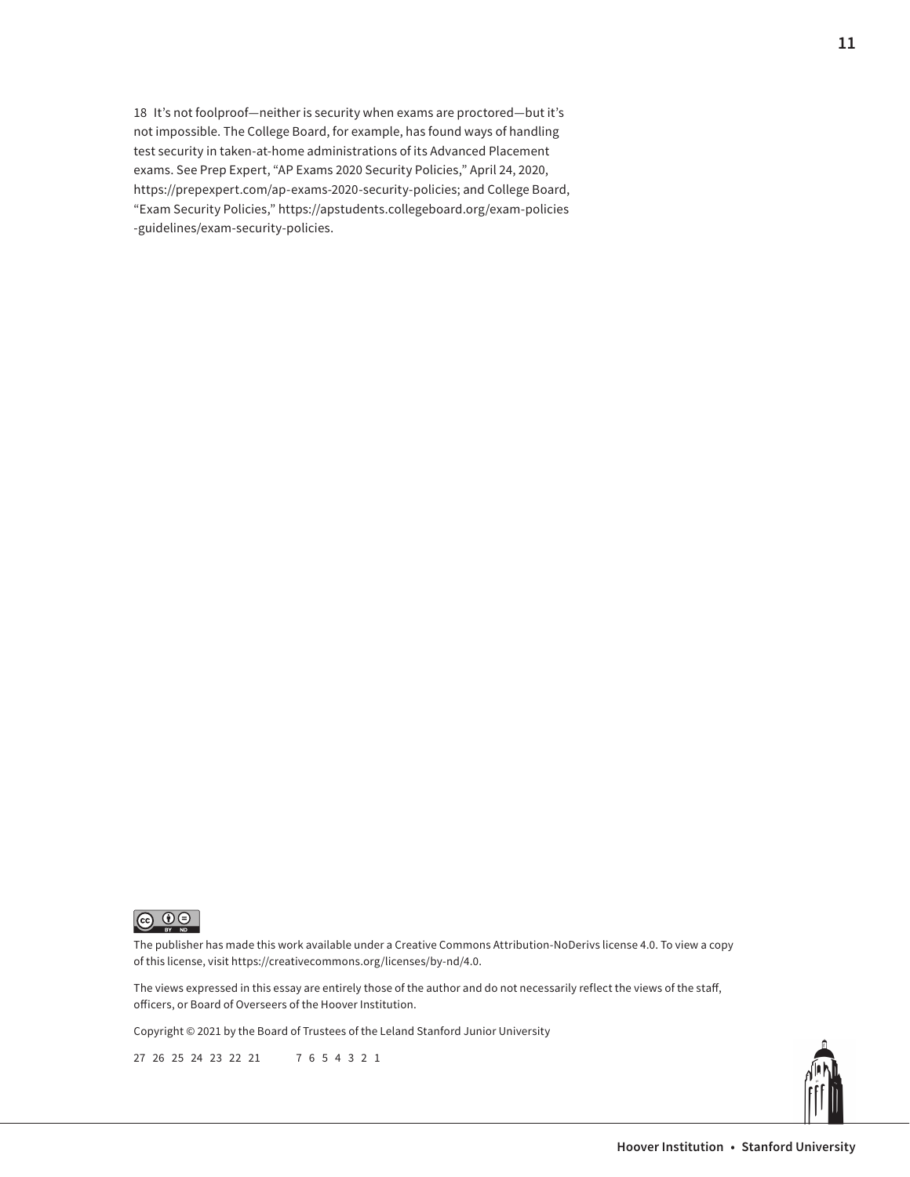18 It's not foolproof—neither is security when exams are proctored—but it's not impossible. The College Board, for example, has found ways of handling test security in taken-at-home administrations of its Advanced Placement exams. See Prep Expert, "AP Exams 2020 Security Policies," April 24, 2020, https://prepexpert.com/ap-exams-2020-security-policies; and College Board, "Exam Security Policies," https://apstudents.collegeboard.org/exam-policies-guidelines/exam-security-policies.

The publisher has made this work available under a Creative Commons Attribution-NoDerivs license 4.0. To view a copy of this license, visit https://creativecommons.org/licenses/by-nd/4.0.

The views expressed in this essay are entirely those of the author and do not necessarily reflect the views of the staff, officers, or Board of Overseers of the Hoover Institution.

Copyright © 2021 by the Board of Trustees of the Leland Stanford Junior University

27 26 25 24 23 22 21 &nbsp;&nbsp;&nbsp; 7 6 5 4 3 2 1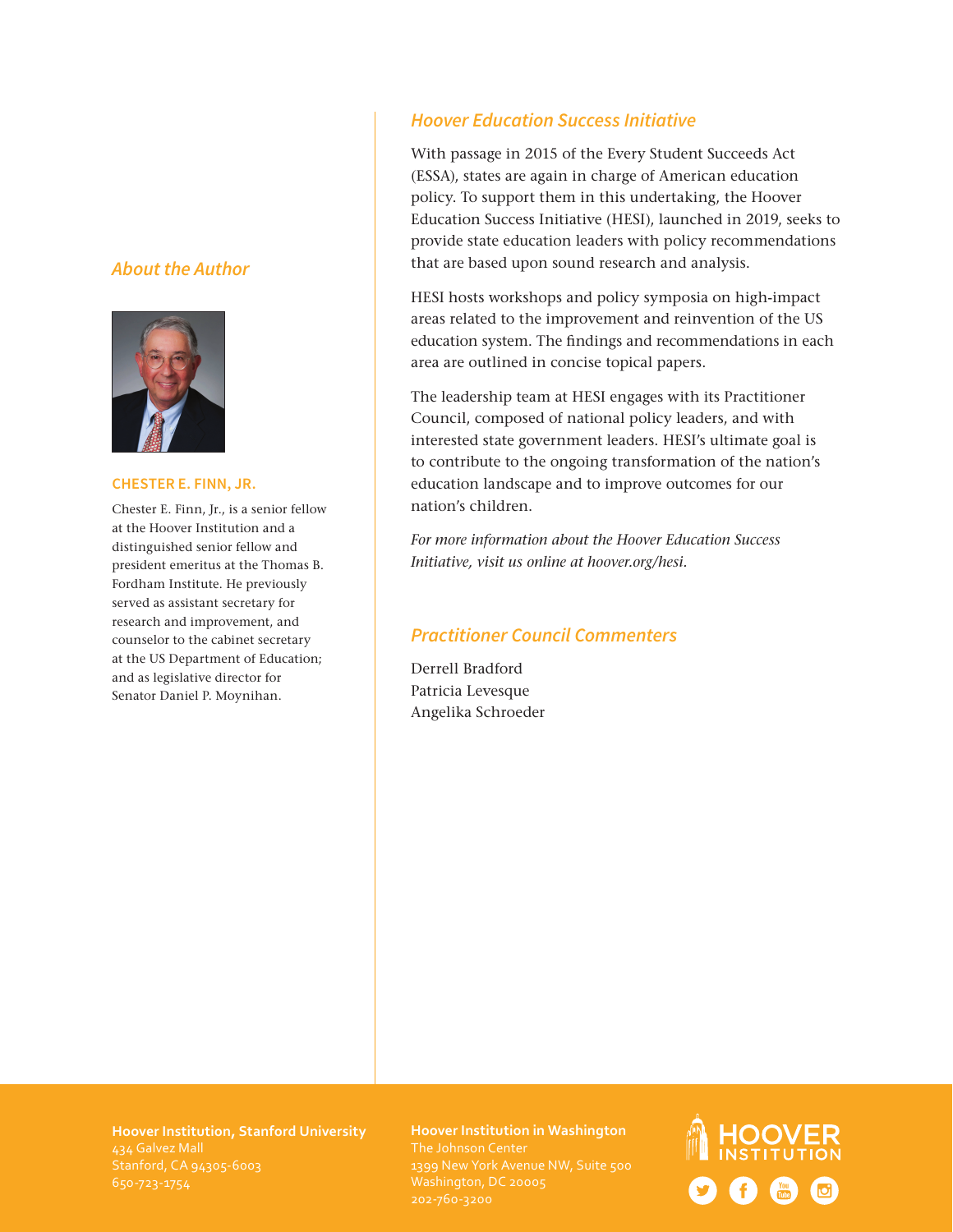## About the Author

### CHESTER E. FINN, JR.

Chester E. Finn, Jr., is a senior fellow at the Hoover Institution and a distinguished senior fellow and president emeritus at the Thomas B. Fordham Institute. He previously served as assistant secretary for research and improvement, and counselor to the cabinet secretary at the US Department of Education; and as legislative director for Senator Daniel P. Moynihan.

## Hoover Education Success Initiative

With passage in 2015 of the Every Student Succeeds Act (ESSA), states are again in charge of American education policy. To support them in this undertaking, the Hoover Education Success Initiative (HESI), launched in 2019, seeks to provide state education leaders with policy recommendations that are based upon sound research and analysis.

HESI hosts workshops and policy symposia on high-impact areas related to the improvement and reinvention of the US education system. The findings and recommendations in each area are outlined in concise topical papers.

The leadership team at HESI engages with its Practitioner Council, composed of national policy leaders, and with interested state government leaders. HESI's ultimate goal is to contribute to the ongoing transformation of the nation's education landscape and to improve outcomes for our nation's children.

*For more information about the Hoover Education Success Initiative, visit us online at hoover.org/hesi.*

## Practitioner Council Commenters

Derrell Bradford
Patricia Levesque
Angelika Schroeder

**Hoover Institution, Stanford University**
434 Galvez Mall
Stanford, CA 94305-6003
650-723-1754

**Hoover Institution in Washington**
The Johnson Center
1399 New York Avenue NW, Suite 500
Washington, DC 20005
202-760-3200

HOOVER INSTITUTION